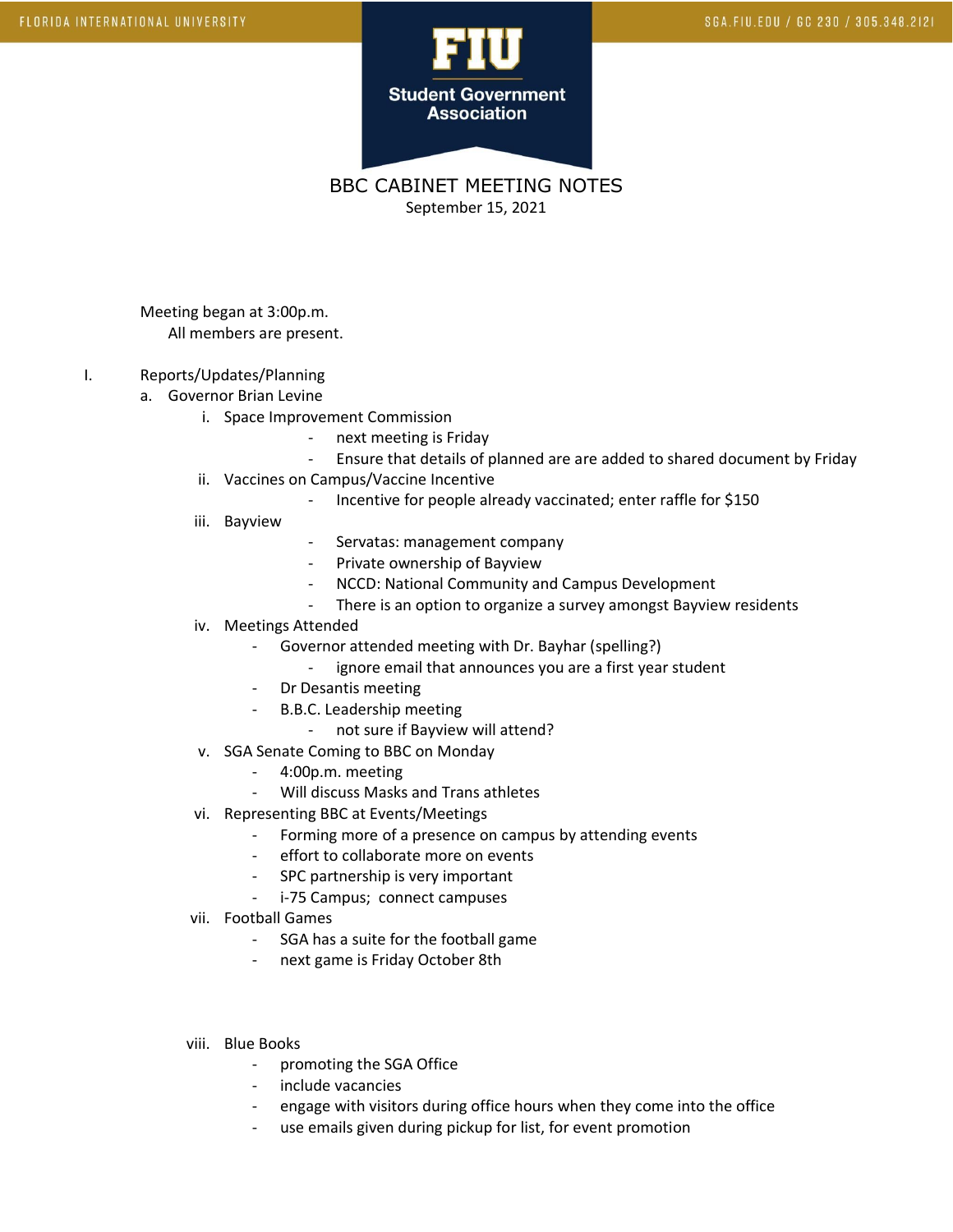# BBC CABINET MEETING NOTES

September 15, 2021

Meeting began at 3:00p.m.
All members are present.

I. Reports/Updates/Planning

a. Governor Brian Levine

i. Space Improvement Commission
   - next meeting is Friday
   - Ensure that details of planned are are added to shared document by Friday

ii. Vaccines on Campus/Vaccine Incentive
   - Incentive for people already vaccinated; enter raffle for $150

iii. Bayview
   - Servatas: management company
   - Private ownership of Bayview
   - NCCD: National Community and Campus Development
   - There is an option to organize a survey amongst Bayview residents

iv. Meetings Attended
   - Governor attended meeting with Dr. Bayhar (spelling?)
     - ignore email that announces you are a first year student
   - Dr Desantis meeting
   - B.B.C. Leadership meeting
     - not sure if Bayview will attend?

v. SGA Senate Coming to BBC on Monday
   - 4:00p.m. meeting
   - Will discuss Masks and Trans athletes

vi. Representing BBC at Events/Meetings
   - Forming more of a presence on campus by attending events
   - effort to collaborate more on events
   - SPC partnership is very important
   - i-75 Campus; connect campuses

vii. Football Games
   - SGA has a suite for the football game
   - next game is Friday October 8th

viii. Blue Books
   - promoting the SGA Office
   - include vacancies
   - engage with visitors during office hours when they come into the office
   - use emails given during pickup for list, for event promotion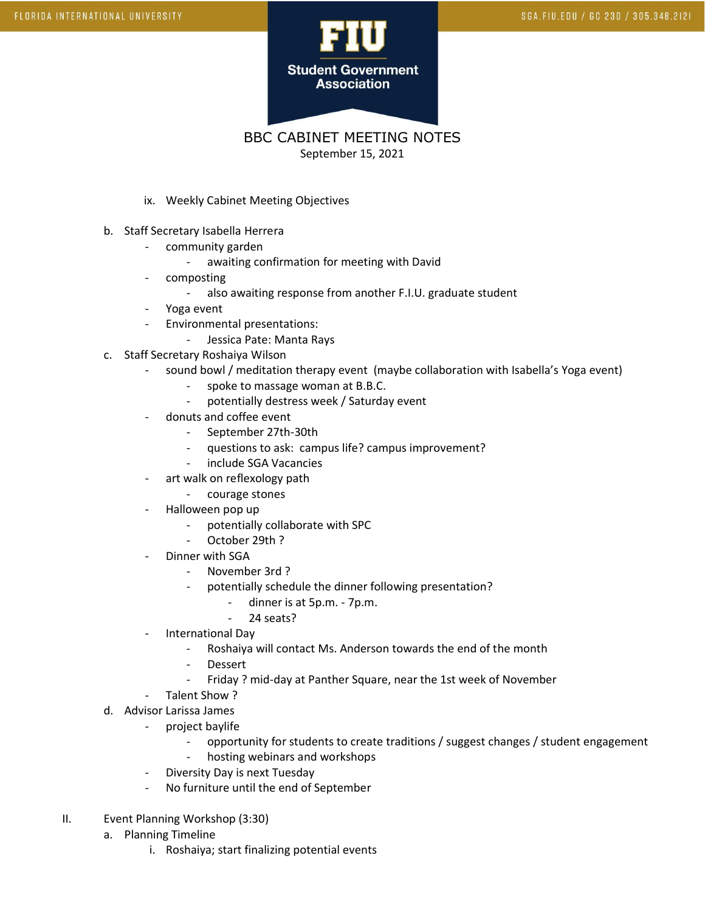# BBC CABINET MEETING NOTES

September 15, 2021

ix. Weekly Cabinet Meeting Objectives

b. Staff Secretary Isabella Herrera
   - community garden
     - awaiting confirmation for meeting with David
   - composting
     - also awaiting response from another F.I.U. graduate student
   - Yoga event
   - Environmental presentations:
     - Jessica Pate: Manta Rays

c. Staff Secretary Roshaiya Wilson
   - sound bowl / meditation therapy event (maybe collaboration with Isabella's Yoga event)
     - spoke to massage woman at B.B.C.
     - potentially destress week / Saturday event
   - donuts and coffee event
     - September 27th-30th
     - questions to ask: campus life? campus improvement?
     - include SGA Vacancies
   - art walk on reflexology path
     - courage stones
   - Halloween pop up
     - potentially collaborate with SPC
     - October 29th ?
   - Dinner with SGA
     - November 3rd ?
     - potentially schedule the dinner following presentation?
       - dinner is at 5p.m. - 7p.m.
       - 24 seats?
   - International Day
     - Roshaiya will contact Ms. Anderson towards the end of the month
     - Dessert
     - Friday ? mid-day at Panther Square, near the 1st week of November
   - Talent Show ?

d. Advisor Larissa James
   - project baylife
     - opportunity for students to create traditions / suggest changes / student engagement
     - hosting webinars and workshops
   - Diversity Day is next Tuesday
   - No furniture until the end of September

II. Event Planning Workshop (3:30)

a. Planning Timeline

   i. Roshaiya; start finalizing potential events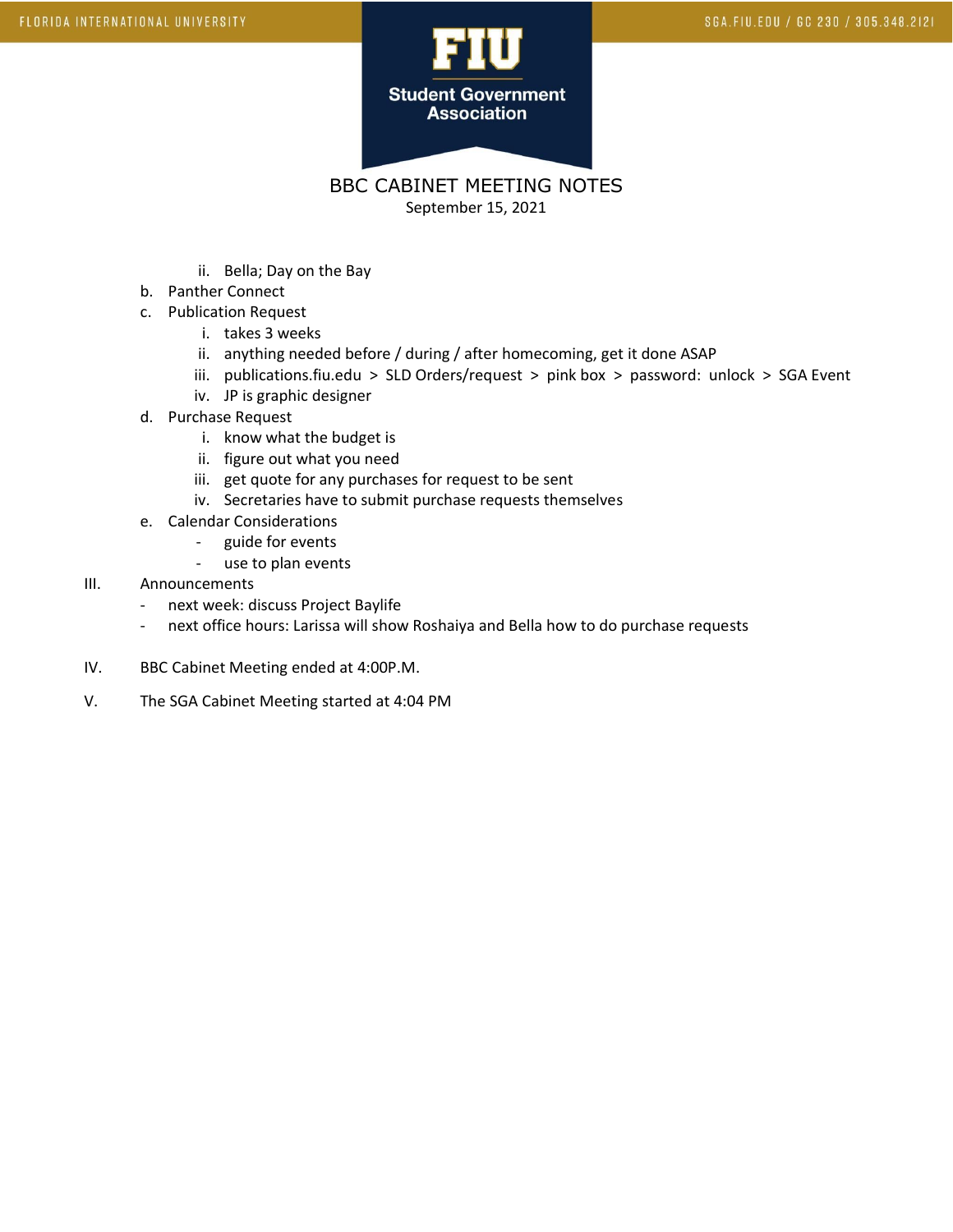# BBC CABINET MEETING NOTES

September 15, 2021

- ii. Bella; Day on the Bay
- b. Panther Connect
- c. Publication Request
  - i. takes 3 weeks
  - ii. anything needed before / during / after homecoming, get it done ASAP
  - iii. publications.fiu.edu > SLD Orders/request > pink box > password: unlock > SGA Event
  - iv. JP is graphic designer
- d. Purchase Request
  - i. know what the budget is
  - ii. figure out what you need
  - iii. get quote for any purchases for request to be sent
  - iv. Secretaries have to submit purchase requests themselves
- e. Calendar Considerations
  - guide for events
  - use to plan events

III. Announcements

- next week: discuss Project Baylife
- next office hours: Larissa will show Roshaiya and Bella how to do purchase requests

IV. BBC Cabinet Meeting ended at 4:00P.M.

V. The SGA Cabinet Meeting started at 4:04 PM